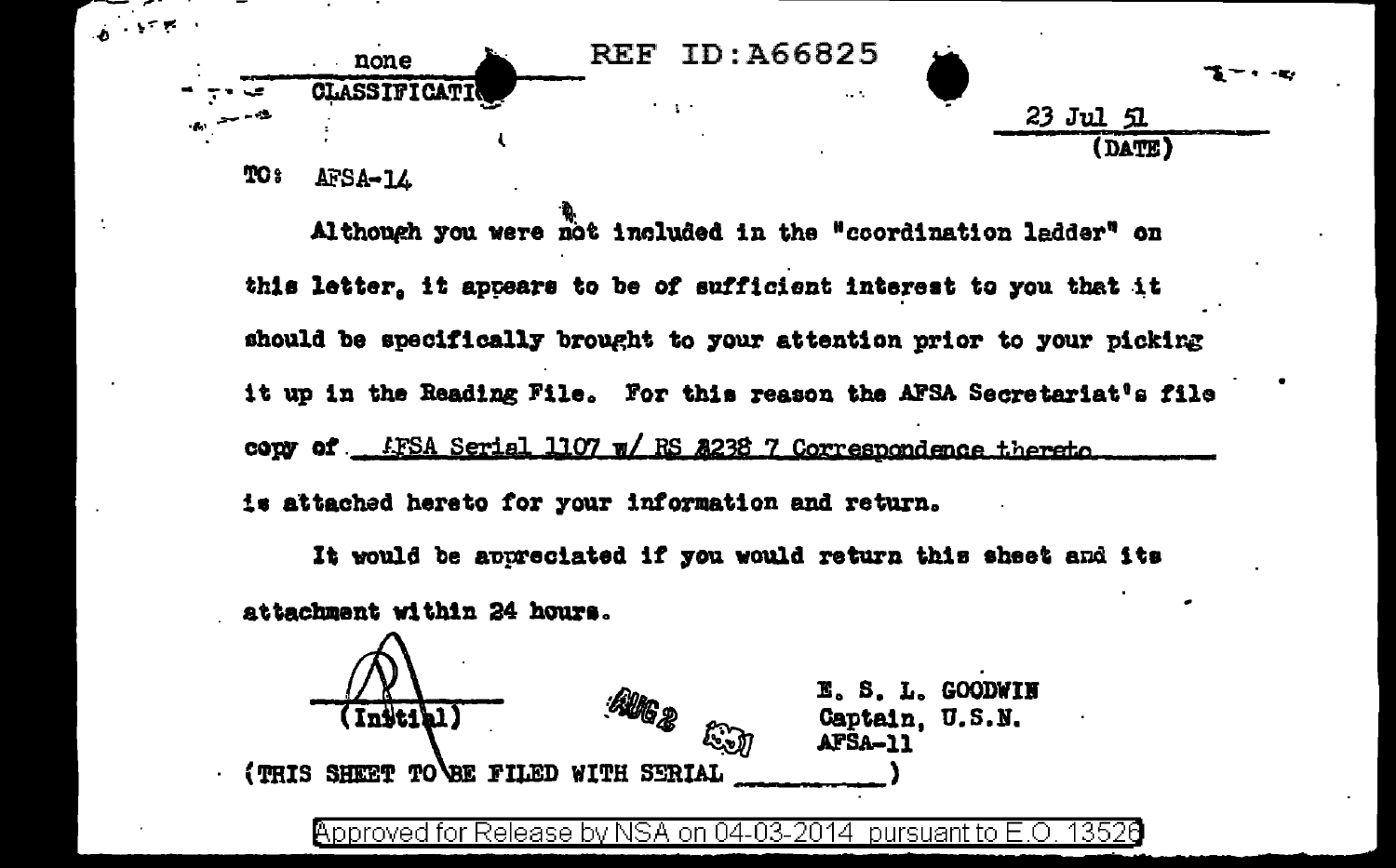none
CLASSIFICATION

REF ID:A66825

23 Jul 51
(DATE)

TO: AFSA-14

Although you were not included in the "coordination ladder" on this letter, it appears to be of sufficient interest to you that it should be specifically brought to your attention prior to your picking it up in the Reading File. For this reason the AFSA Secretariat's file copy of AFSA Serial 1107 w/ RS #238 7 Correspondence thereto is attached hereto for your information and return.

It would be appreciated if you would return this sheet and its attachment within 24 hours.

(Initial)

AUG 2 1951

E. S. L. GOODWIN
Captain, U.S.N.
AFSA-11

(THIS SHEET TO BE FILED WITH SERIAL __________)

Approved for Release by NSA on 04-03-2014 pursuant to E.O. 13526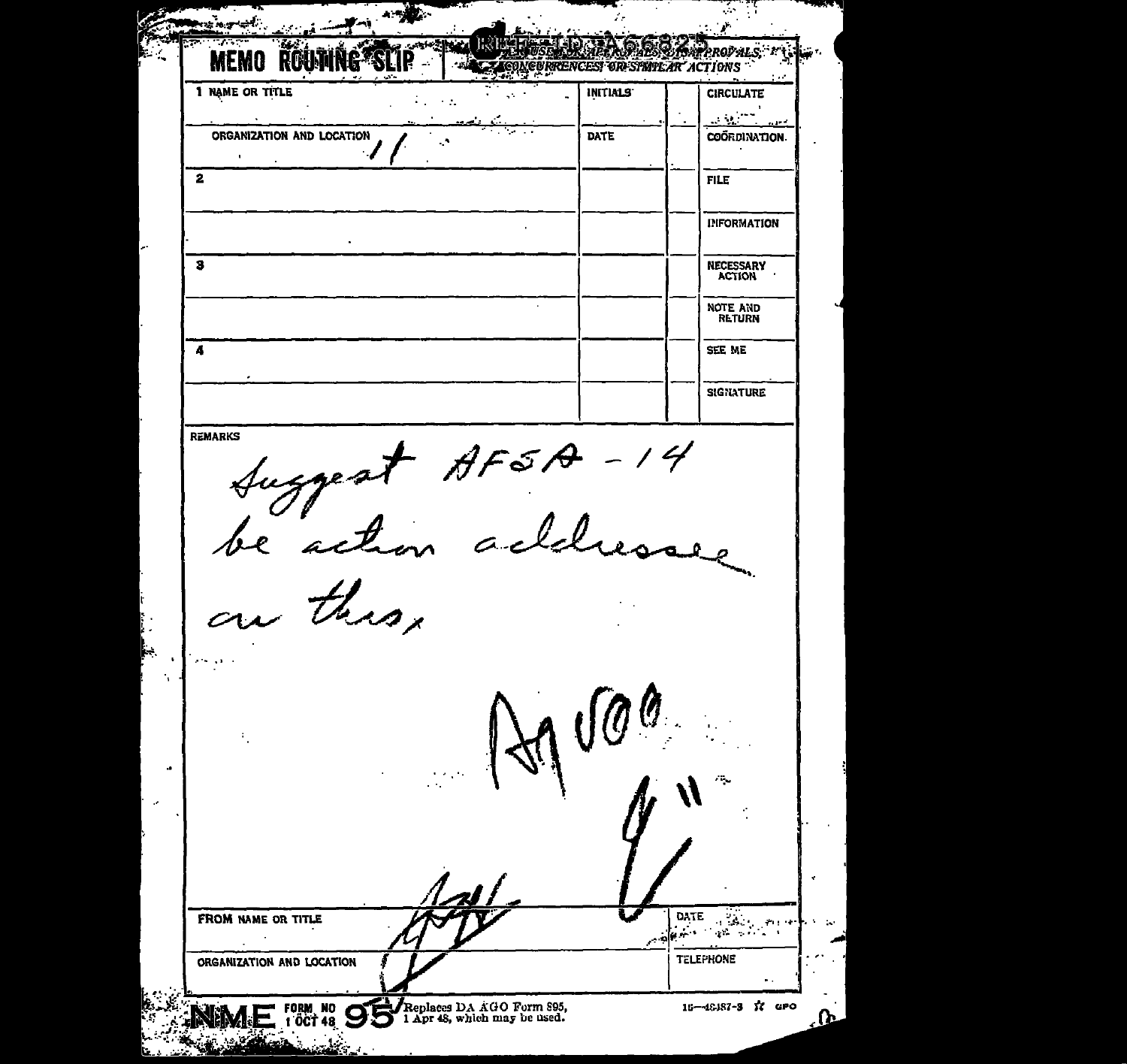# MEMO ROUTING SLIP

REF ID:A66825

NEVER USE FOR APPROVALS, DISAPPROVALS, CONCURRENCES, OR SIMILAR ACTIONS

| 1 NAME OR TITLE | INITIALS | CIRCULATE |
|---|---|---|
| ORGANIZATION AND LOCATION ′′ | DATE | COORDINATION |
| 2 | | FILE |
| | | INFORMATION |
| 3 | | NECESSARY ACTION |
| | | NOTE AND RETURN |
| 4 | | SEE ME |
| | | SIGNATURE |

REMARKS

Suggest AFSA-14 be action addressee on this.

AGOO

"

| FROM NAME OR TITLE | DATE |
|---|---|
| ORGANIZATION AND LOCATION | TELEPHONE |

NME FORM NO 95 1 OCT 48 — Replaces DA AGO Form 895, 1 Apr 48, which may be used. 16—48487-3 ☆ GPO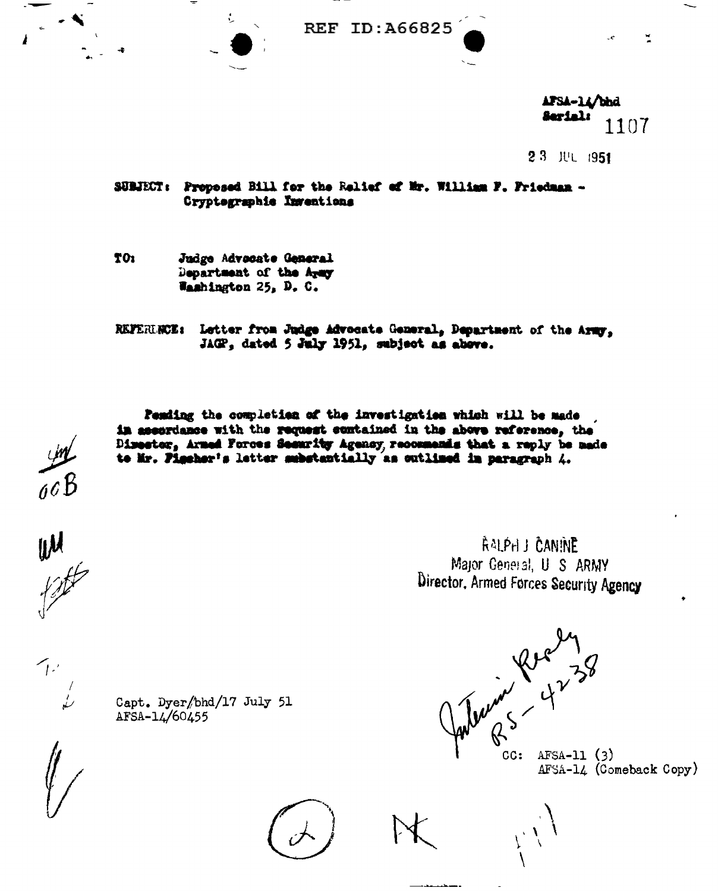REF ID:A66825

AFSA-14/bhd
Serial: 1107

23 JUL 1951

SUBJECT: Proposed Bill for the Relief of Mr. William F. Friedman - Cryptographic Inventions

TO: Judge Advocate General
Department of the Army
Washington 25, D. C.

REFERENCE: Letter from Judge Advocate General, Department of the Army, JAGP, dated 5 July 1951, subject as above.

Pending the completion of the investigation which will be made in accordance with the request contained in the above reference, the Director, Armed Forces Security Agency, recommends that a reply be made to Mr. Fischer's letter substantially as outlined in paragraph 4.

RALPH J CANINE
Major General, U S ARMY
Director, Armed Forces Security Agency

Capt. Dyer/bhd/17 July 51
AFSA-14/60455

Interim Reply
RS-4238

CC: AFSA-11 (3)
AFSA-14 (Comeback Copy)